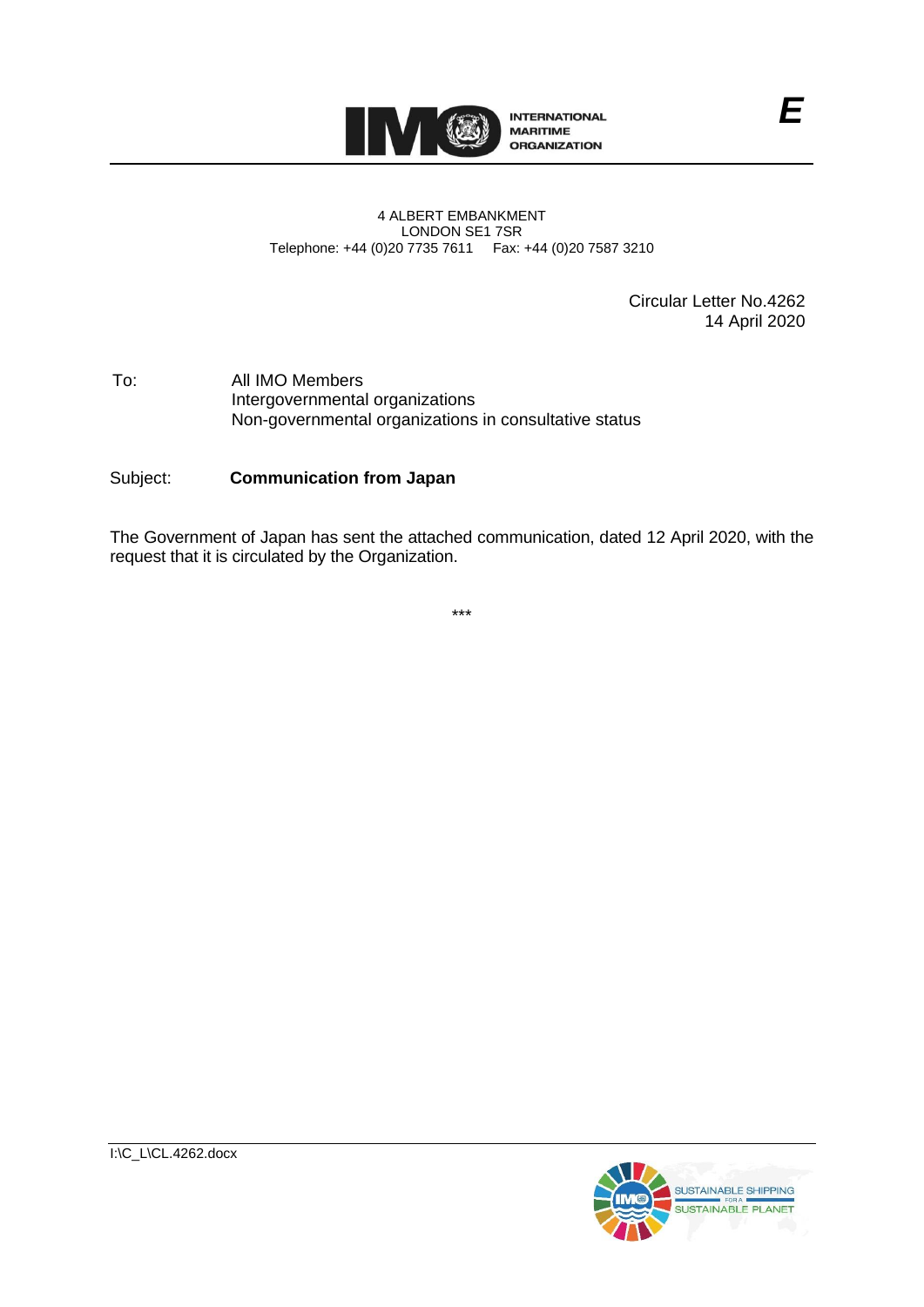E

4 ALBERT EMBANKMENT
LONDON SE1 7SR
Telephone: +44 (0)20 7735 7611 Fax: +44 (0)20 7587 3210

Circular Letter No.4262
14 April 2020

To: All IMO Members
Intergovernmental organizations
Non-governmental organizations in consultative status

Subject: **Communication from Japan**

The Government of Japan has sent the attached communication, dated 12 April 2020, with the request that it is circulated by the Organization.

***

I:\C_L\CL.4262.docx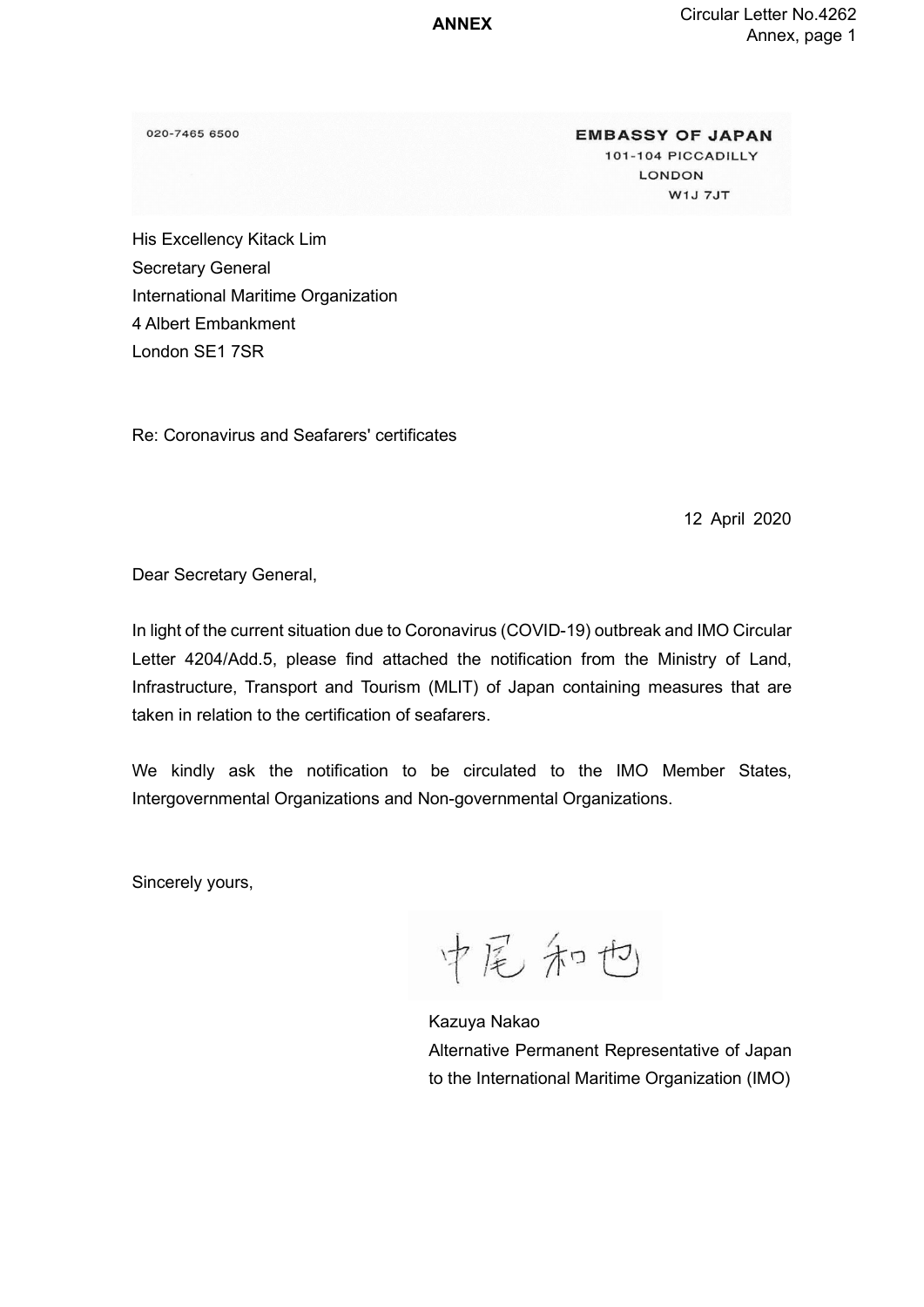**ANNEX**

020-7465 6500

**EMBASSY OF JAPAN**
101-104 PICCADILLY
LONDON
W1J 7JT

His Excellency Kitack Lim
Secretary General
International Maritime Organization
4 Albert Embankment
London SE1 7SR

Re: Coronavirus and Seafarers' certificates

12 April 2020

Dear Secretary General,

In light of the current situation due to Coronavirus (COVID-19) outbreak and IMO Circular Letter 4204/Add.5, please find attached the notification from the Ministry of Land, Infrastructure, Transport and Tourism (MLIT) of Japan containing measures that are taken in relation to the certification of seafarers.

We kindly ask the notification to be circulated to the IMO Member States, Intergovernmental Organizations and Non-governmental Organizations.

Sincerely yours,

中尾和也

Kazuya Nakao
Alternative Permanent Representative of Japan
to the International Maritime Organization (IMO)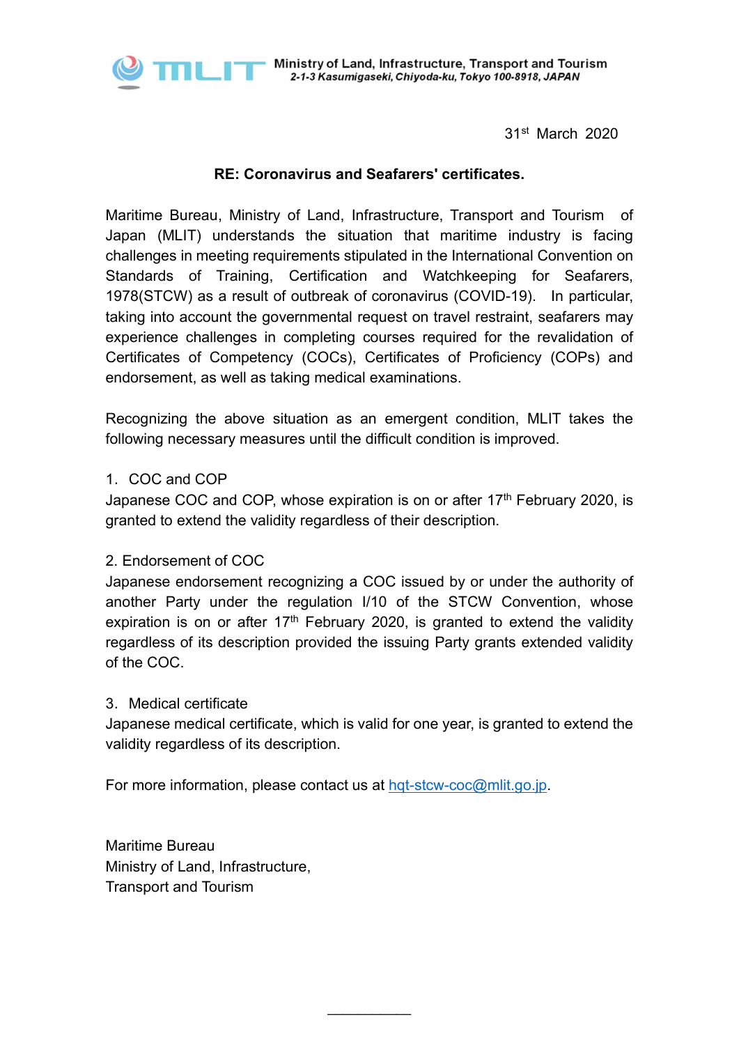Ministry of Land, Infrastructure, Transport and Tourism
*2-1-3 Kasumigaseki, Chiyoda-ku, Tokyo 100-8918, JAPAN*

31st March 2020

**RE: Coronavirus and Seafarers' certificates.**

Maritime Bureau, Ministry of Land, Infrastructure, Transport and Tourism of Japan (MLIT) understands the situation that maritime industry is facing challenges in meeting requirements stipulated in the International Convention on Standards of Training, Certification and Watchkeeping for Seafarers, 1978(STCW) as a result of outbreak of coronavirus (COVID-19). In particular, taking into account the governmental request on travel restraint, seafarers may experience challenges in completing courses required for the revalidation of Certificates of Competency (COCs), Certificates of Proficiency (COPs) and endorsement, as well as taking medical examinations.

Recognizing the above situation as an emergent condition, MLIT takes the following necessary measures until the difficult condition is improved.

1. COC and COP

Japanese COC and COP, whose expiration is on or after 17th February 2020, is granted to extend the validity regardless of their description.

2. Endorsement of COC

Japanese endorsement recognizing a COC issued by or under the authority of another Party under the regulation I/10 of the STCW Convention, whose expiration is on or after 17th February 2020, is granted to extend the validity regardless of its description provided the issuing Party grants extended validity of the COC.

3. Medical certificate

Japanese medical certificate, which is valid for one year, is granted to extend the validity regardless of its description.

For more information, please contact us at hqt-stcw-coc@mlit.go.jp.

Maritime Bureau
Ministry of Land, Infrastructure,
Transport and Tourism